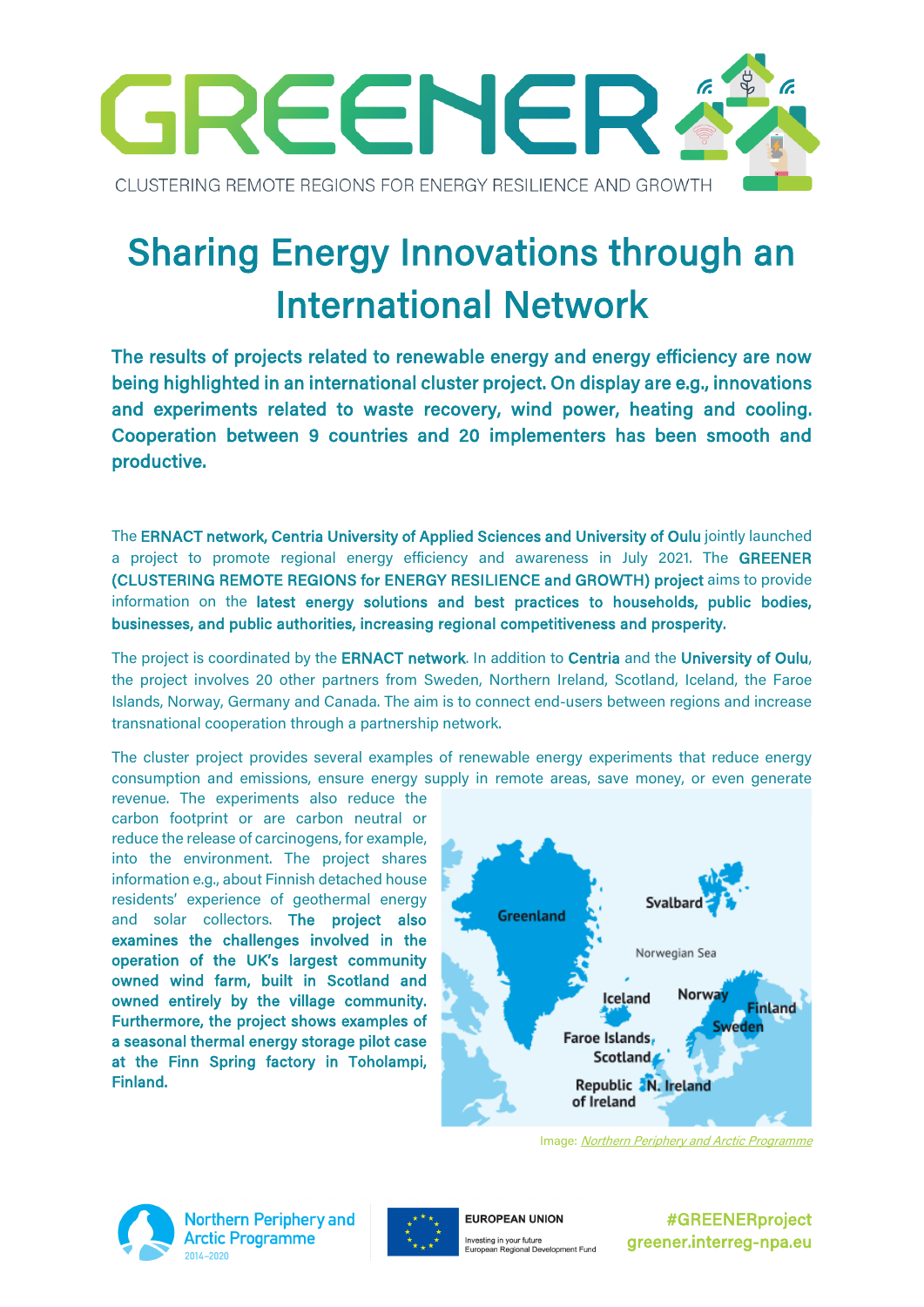# GREENER

CLUSTERING REMOTE REGIONS FOR ENERGY RESILIENCE AND GROWTH

## Sharing Energy Innovations through an International Network

**The results of projects related to renewable energy and energy efficiency are now being highlighted in an international cluster project. On display are e.g., innovations and experiments related to waste recovery, wind power, heating and cooling. Cooperation between 9 countries and 20 implementers has been smooth and productive.**

The **ERNACT network, Centria University of Applied Sciences and University of Oulu** jointly launched a project to promote regional energy efficiency and awareness in July 2021. The **GREENER (CLUSTERING REMOTE REGIONS for ENERGY RESILIENCE and GROWTH) project** aims to provide information on the **latest energy solutions and best practices to households, public bodies, businesses, and public authorities, increasing regional competitiveness and prosperity.**

The project is coordinated by the **ERNACT network**. In addition to **Centria** and the **University of Oulu**, the project involves 20 other partners from Sweden, Northern Ireland, Scotland, Iceland, the Faroe Islands, Norway, Germany and Canada. The aim is to connect end-users between regions and increase transnational cooperation through a partnership network.

The cluster project provides several examples of renewable energy experiments that reduce energy consumption and emissions, ensure energy supply in remote areas, save money, or even generate revenue. The experiments also reduce the carbon footprint or are carbon neutral or reduce the release of carcinogens, for example, into the environment. The project shares information e.g., about Finnish detached house residents' experience of geothermal energy and solar collectors. **The project also examines the challenges involved in the operation of the UK's largest community owned wind farm, built in Scotland and owned entirely by the village community. Furthermore, the project shows examples of a seasonal thermal energy storage pilot case at the Finn Spring factory in Toholampi, Finland.**

Image: *Northern Periphery and Arctic Programme*

Northern Periphery and Arctic Programme 2014–2020

EUROPEAN UNION — Investing in your future — European Regional Development Fund

**#GREENERproject**
**greener.interreg-npa.eu**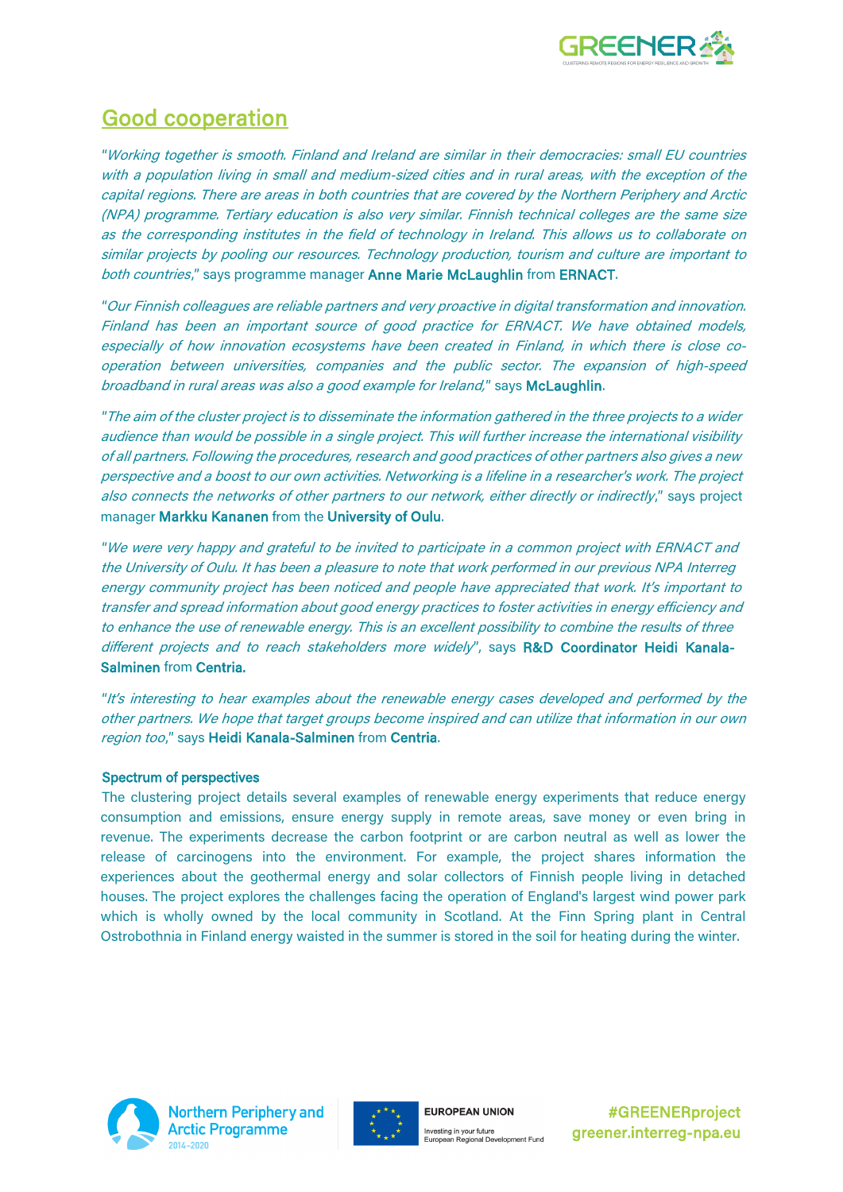## Good cooperation

"*Working together is smooth. Finland and Ireland are similar in their democracies: small EU countries with a population living in small and medium-sized cities and in rural areas, with the exception of the capital regions. There are areas in both countries that are covered by the Northern Periphery and Arctic (NPA) programme. Tertiary education is also very similar. Finnish technical colleges are the same size as the corresponding institutes in the field of technology in Ireland. This allows us to collaborate on similar projects by pooling our resources. Technology production, tourism and culture are important to both countries*," says programme manager Anne Marie McLaughlin from ERNACT.

"*Our Finnish colleagues are reliable partners and very proactive in digital transformation and innovation. Finland has been an important source of good practice for ERNACT. We have obtained models, especially of how innovation ecosystems have been created in Finland, in which there is close co-operation between universities, companies and the public sector. The expansion of high-speed broadband in rural areas was also a good example for Ireland*," says McLaughlin.

"*The aim of the cluster project is to disseminate the information gathered in the three projects to a wider audience than would be possible in a single project. This will further increase the international visibility of all partners. Following the procedures, research and good practices of other partners also gives a new perspective and a boost to our own activities. Networking is a lifeline in a researcher's work. The project also connects the networks of other partners to our network, either directly or indirectly*," says project manager Markku Kananen from the University of Oulu.

"*We were very happy and grateful to be invited to participate in a common project with ERNACT and the University of Oulu. It has been a pleasure to note that work performed in our previous NPA Interreg energy community project has been noticed and people have appreciated that work. It's important to transfer and spread information about good energy practices to foster activities in energy efficiency and to enhance the use of renewable energy. This is an excellent possibility to combine the results of three different projects and to reach stakeholders more widely*", says R&D Coordinator Heidi Kanala-Salminen from Centria.

"*It's interesting to hear examples about the renewable energy cases developed and performed by the other partners. We hope that target groups become inspired and can utilize that information in our own region too*," says Heidi Kanala-Salminen from Centria.

### Spectrum of perspectives

The clustering project details several examples of renewable energy experiments that reduce energy consumption and emissions, ensure energy supply in remote areas, save money or even bring in revenue. The experiments decrease the carbon footprint or are carbon neutral as well as lower the release of carcinogens into the environment. For example, the project shares information the experiences about the geothermal energy and solar collectors of Finnish people living in detached houses. The project explores the challenges facing the operation of England's largest wind power park which is wholly owned by the local community in Scotland. At the Finn Spring plant in Central Ostrobothnia in Finland energy waisted in the summer is stored in the soil for heating during the winter.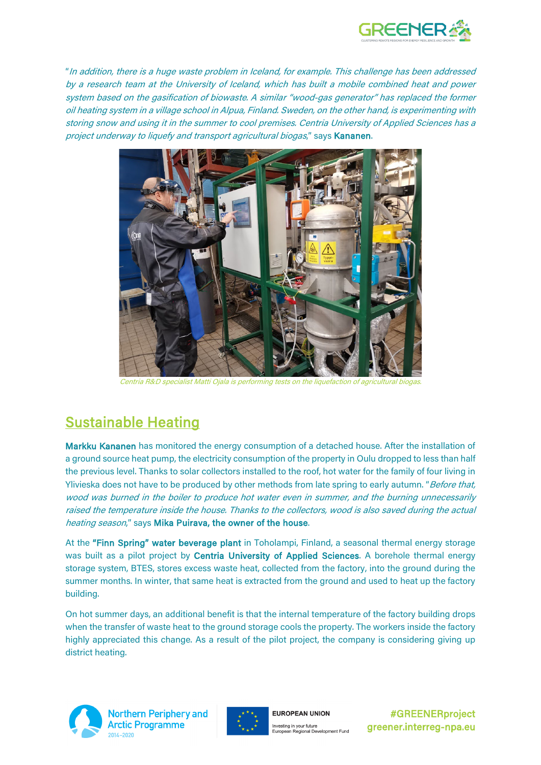"*In addition, there is a huge waste problem in Iceland, for example. This challenge has been addressed by a research team at the University of Iceland, which has built a mobile combined heat and power system based on the gasification of biowaste. A similar "wood-gas generator" has replaced the former oil heating system in a village school in Alpua, Finland. Sweden, on the other hand, is experimenting with storing snow and using it in the summer to cool premises. Centria University of Applied Sciences has a project underway to liquefy and transport agricultural biogas*," says Kananen.

*Centria R&D specialist Matti Ojala is performing tests on the liquefaction of agricultural biogas.*

## Sustainable Heating

Markku Kananen has monitored the energy consumption of a detached house. After the installation of a ground source heat pump, the electricity consumption of the property in Oulu dropped to less than half the previous level. Thanks to solar collectors installed to the roof, hot water for the family of four living in Ylivieska does not have to be produced by other methods from late spring to early autumn. "*Before that, wood was burned in the boiler to produce hot water even in summer, and the burning unnecessarily raised the temperature inside the house. Thanks to the collectors, wood is also saved during the actual heating season*," says Mika Puirava, the owner of the house.

At the **"Finn Spring" water beverage plant** in Toholampi, Finland, a seasonal thermal energy storage was built as a pilot project by **Centria University of Applied Sciences**. A borehole thermal energy storage system, BTES, stores excess waste heat, collected from the factory, into the ground during the summer months. In winter, that same heat is extracted from the ground and used to heat up the factory building.

On hot summer days, an additional benefit is that the internal temperature of the factory building drops when the transfer of waste heat to the ground storage cools the property. The workers inside the factory highly appreciated this change. As a result of the pilot project, the company is considering giving up district heating.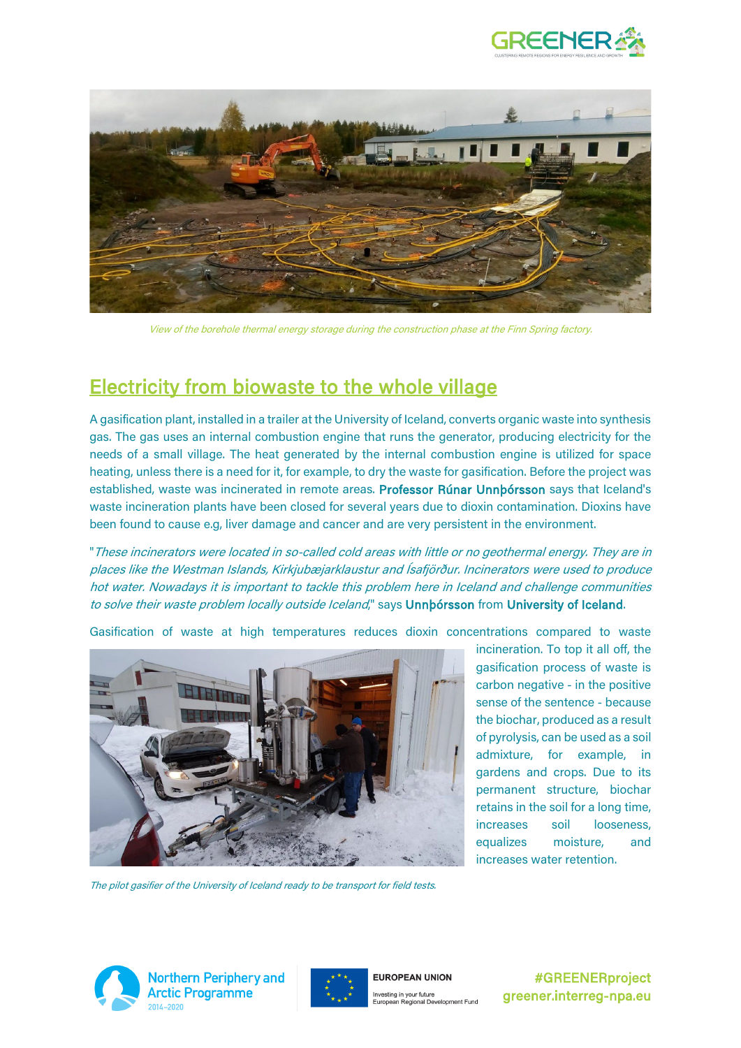*View of the borehole thermal energy storage during the construction phase at the Finn Spring factory.*

## Electricity from biowaste to the whole village

A gasification plant, installed in a trailer at the University of Iceland, converts organic waste into synthesis gas. The gas uses an internal combustion engine that runs the generator, producing electricity for the needs of a small village. The heat generated by the internal combustion engine is utilized for space heating, unless there is a need for it, for example, to dry the waste for gasification. Before the project was established, waste was incinerated in remote areas. **Professor Rúnar Unnþórsson** says that Iceland's waste incineration plants have been closed for several years due to dioxin contamination. Dioxins have been found to cause e.g, liver damage and cancer and are very persistent in the environment.

"*These incinerators were located in so-called cold areas with little or no geothermal energy. They are in places like the Westman Islands, Kirkjubæjarklaustur and Ísafjörður. Incinerators were used to produce hot water. Nowadays it is important to tackle this problem here in Iceland and challenge communities to solve their waste problem locally outside Iceland*," says **Unnþórsson** from **University of Iceland**.

Gasification of waste at high temperatures reduces dioxin concentrations compared to waste incineration. To top it all off, the gasification process of waste is carbon negative - in the positive sense of the sentence - because the biochar, produced as a result of pyrolysis, can be used as a soil admixture, for example, in gardens and crops. Due to its permanent structure, biochar retains in the soil for a long time, increases soil looseness, equalizes moisture, and increases water retention.

*The pilot gasifier of the University of Iceland ready to be transport for field tests.*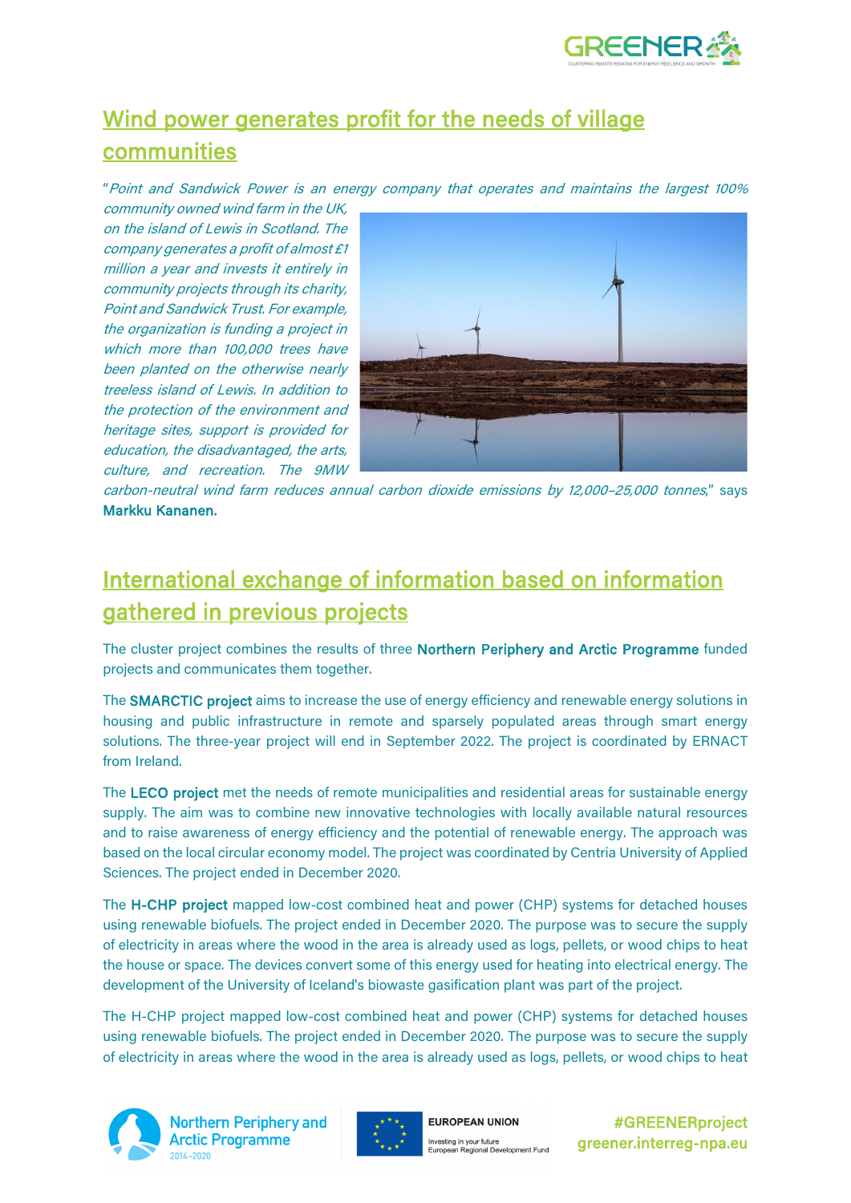## Wind power generates profit for the needs of village communities

"*Point and Sandwick Power is an energy company that operates and maintains the largest 100% community owned wind farm in the UK, on the island of Lewis in Scotland. The company generates a profit of almost £1 million a year and invests it entirely in community projects through its charity, Point and Sandwick Trust. For example, the organization is funding a project in which more than 100,000 trees have been planted on the otherwise nearly treeless island of Lewis. In addition to the protection of the environment and heritage sites, support is provided for education, the disadvantaged, the arts, culture, and recreation. The 9MW carbon-neutral wind farm reduces annual carbon dioxide emissions by 12,000–25,000 tonnes*," says **Markku Kananen.**

## International exchange of information based on information gathered in previous projects

The cluster project combines the results of three **Northern Periphery and Arctic Programme** funded projects and communicates them together.

The **SMARCTIC project** aims to increase the use of energy efficiency and renewable energy solutions in housing and public infrastructure in remote and sparsely populated areas through smart energy solutions. The three-year project will end in September 2022. The project is coordinated by ERNACT from Ireland.

The **LECO project** met the needs of remote municipalities and residential areas for sustainable energy supply. The aim was to combine new innovative technologies with locally available natural resources and to raise awareness of energy efficiency and the potential of renewable energy. The approach was based on the local circular economy model. The project was coordinated by Centria University of Applied Sciences. The project ended in December 2020.

The **H-CHP project** mapped low-cost combined heat and power (CHP) systems for detached houses using renewable biofuels. The project ended in December 2020. The purpose was to secure the supply of electricity in areas where the wood in the area is already used as logs, pellets, or wood chips to heat the house or space. The devices convert some of this energy used for heating into electrical energy. The development of the University of Iceland's biowaste gasification plant was part of the project.

The H-CHP project mapped low-cost combined heat and power (CHP) systems for detached houses using renewable biofuels. The project ended in December 2020. The purpose was to secure the supply of electricity in areas where the wood in the area is already used as logs, pellets, or wood chips to heat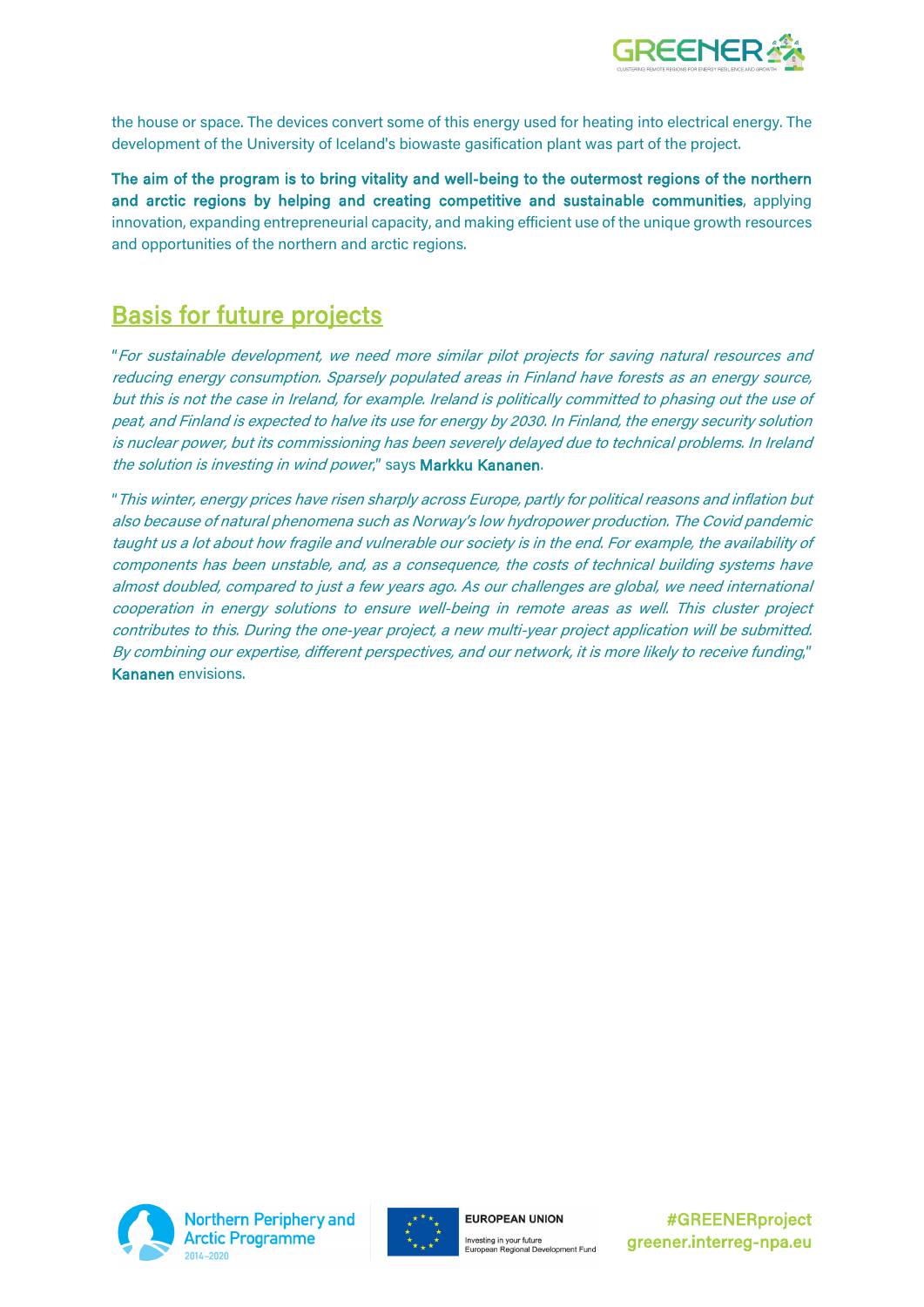the house or space. The devices convert some of this energy used for heating into electrical energy. The development of the University of Iceland's biowaste gasification plant was part of the project.

**The aim of the program is to bring vitality and well-being to the outermost regions of the northern and arctic regions by helping and creating competitive and sustainable communities**, applying innovation, expanding entrepreneurial capacity, and making efficient use of the unique growth resources and opportunities of the northern and arctic regions.

## Basis for future projects

"*For sustainable development, we need more similar pilot projects for saving natural resources and reducing energy consumption. Sparsely populated areas in Finland have forests as an energy source, but this is not the case in Ireland, for example. Ireland is politically committed to phasing out the use of peat, and Finland is expected to halve its use for energy by 2030. In Finland, the energy security solution is nuclear power, but its commissioning has been severely delayed due to technical problems. In Ireland the solution is investing in wind power*," says **Markku Kananen**.

"*This winter, energy prices have risen sharply across Europe, partly for political reasons and inflation but also because of natural phenomena such as Norway's low hydropower production. The Covid pandemic taught us a lot about how fragile and vulnerable our society is in the end. For example, the availability of components has been unstable, and, as a consequence, the costs of technical building systems have almost doubled, compared to just a few years ago. As our challenges are global, we need international cooperation in energy solutions to ensure well-being in remote areas as well. This cluster project contributes to this. During the one-year project, a new multi-year project application will be submitted. By combining our expertise, different perspectives, and our network, it is more likely to receive funding*," **Kananen** envisions.